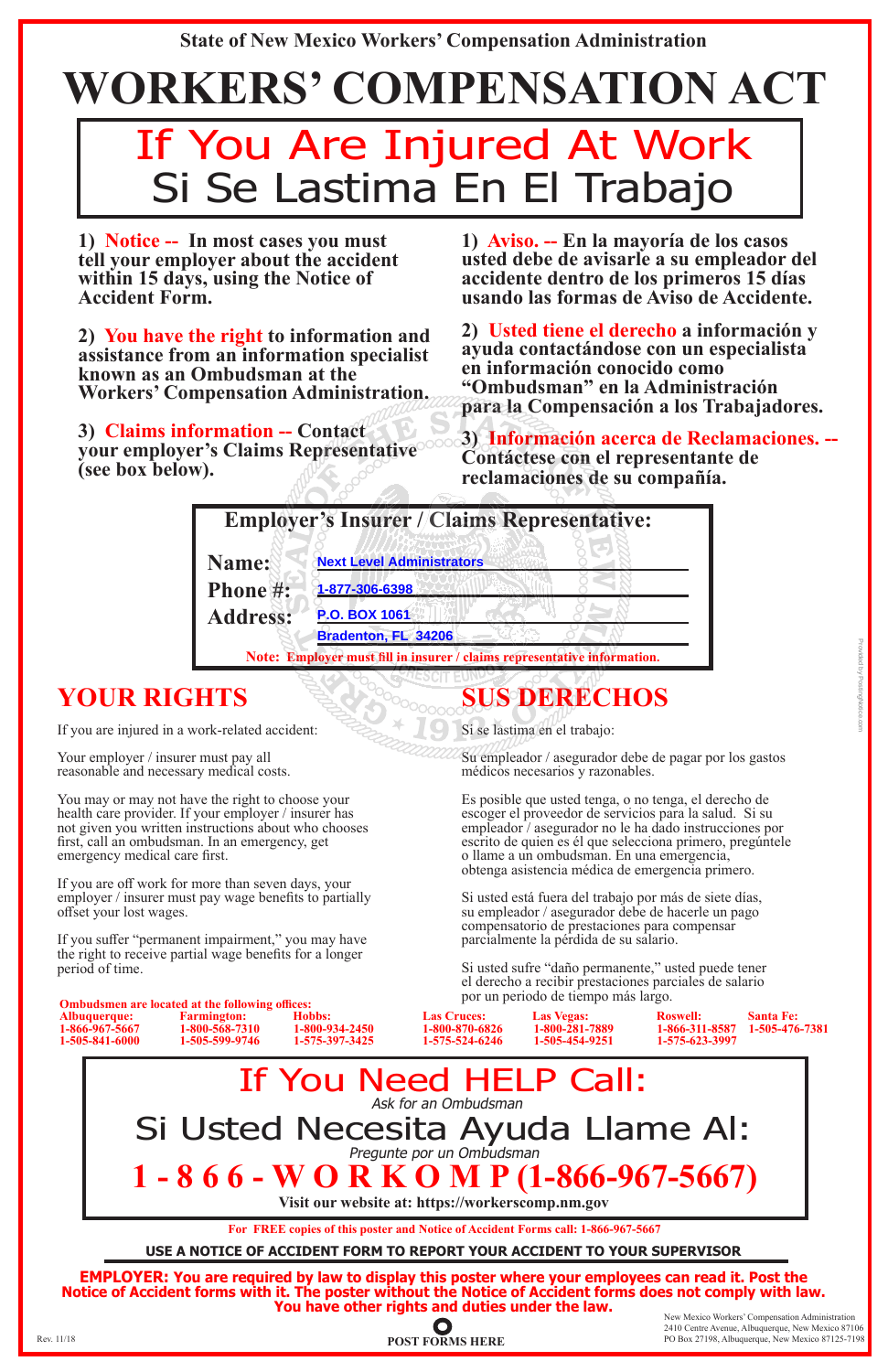State of New Mexico Workers' Compensation Administration

# WORKERS' COMPENSATION ACT

## If You Are Injured At Work
## Si Se Lastima En El Trabajo

**1) Notice -- In most cases you must tell your employer about the accident within 15 days, using the Notice of Accident Form.**

**2) You have the right to information and assistance from an information specialist known as an Ombudsman at the Workers' Compensation Administration.**

**3) Claims information -- Contact your employer's Claims Representative (see box below).**

**1) Aviso. -- En la mayoría de los casos usted debe de avisarle a su empleador del accidente dentro de los primeros 15 días usando las formas de Aviso de Accidente.**

**2) Usted tiene el derecho a información y ayuda contactándose con un especialista en información conocido como "Ombudsman" en la Administración para la Compensación a los Trabajadores.**

**3) Información acerca de Reclamaciones. -- Contáctese con el representante de reclamaciones de su compañía.**

**Employer's Insurer / Claims Representative:**

**Name:** Next Level Administrators

**Phone #:** 1-877-306-6398

**Address:** P.O. BOX 1061
Bradenton, FL 34206

**Note: Employer must fill in insurer / claims representative information.**

## YOUR RIGHTS

If you are injured in a work-related accident:

Your employer / insurer must pay all reasonable and necessary medical costs.

You may or may not have the right to choose your health care provider. If your employer / insurer has not given you written instructions about who chooses first, call an ombudsman. In an emergency, get emergency medical care first.

If you are off work for more than seven days, your employer / insurer must pay wage benefits to partially offset your lost wages.

If you suffer "permanent impairment," you may have the right to receive partial wage benefits for a longer period of time.

## SUS DERECHOS

Si se lastima en el trabajo:

Su empleador / asegurador debe de pagar por los gastos médicos necesarios y razonables.

Es posible que usted tenga, o no tenga, el derecho de escoger el proveedor de servicios para la salud. Si su empleador / asegurador no le ha dado instrucciones por escrito de quien es él que selecciona primero, pregúntele o llame a un ombudsman. En una emergencia, obtenga asistencia médica de emergencia primero.

Si usted está fuera del trabajo por más de siete días, su empleador / asegurador debe de hacerle un pago compensatorio de prestaciones para compensar parcialmente la pérdida de su salario.

Si usted sufre "daño permanente," usted puede tener el derecho a recibir prestaciones parciales de salario por un periodo de tiempo más largo.

**Ombudsmen are located at the following offices:**

| Albuquerque: | Farmington: | Hobbs: | Las Cruces: | Las Vegas: | Roswell: | Santa Fe: |
|---|---|---|---|---|---|---|
| 1-866-967-5667 | 1-800-568-7310 | 1-800-934-2450 | 1-800-870-6826 | 1-800-281-7889 | 1-866-311-8587 | 1-505-476-7381 |
| 1-505-841-6000 | 1-505-599-9746 | 1-575-397-3425 | 1-575-524-6246 | 1-505-454-9251 | 1-575-623-3997 | |

## If You Need HELP Call:
*Ask for an Ombudsman*

## Si Usted Necesita Ayuda Llame Al:
*Pregunte por un Ombudsman*

## 1-866-WORKOMP (1-866-967-5667)

**Visit our website at: https://workerscomp.nm.gov**

**For FREE copies of this poster and Notice of Accident Forms call: 1-866-967-5667**

**USE A NOTICE OF ACCIDENT FORM TO REPORT YOUR ACCIDENT TO YOUR SUPERVISOR**

**EMPLOYER: You are required by law to display this poster where your employees can read it. Post the Notice of Accident forms with it. The poster without the Notice of Accident forms does not comply with law. You have other rights and duties under the law.**

**POST FORMS HERE**

Rev. 11/18

New Mexico Workers' Compensation Administration
2410 Centre Avenue, Albuquerque, New Mexico 87106
PO Box 27198, Albuquerque, New Mexico 87125-7198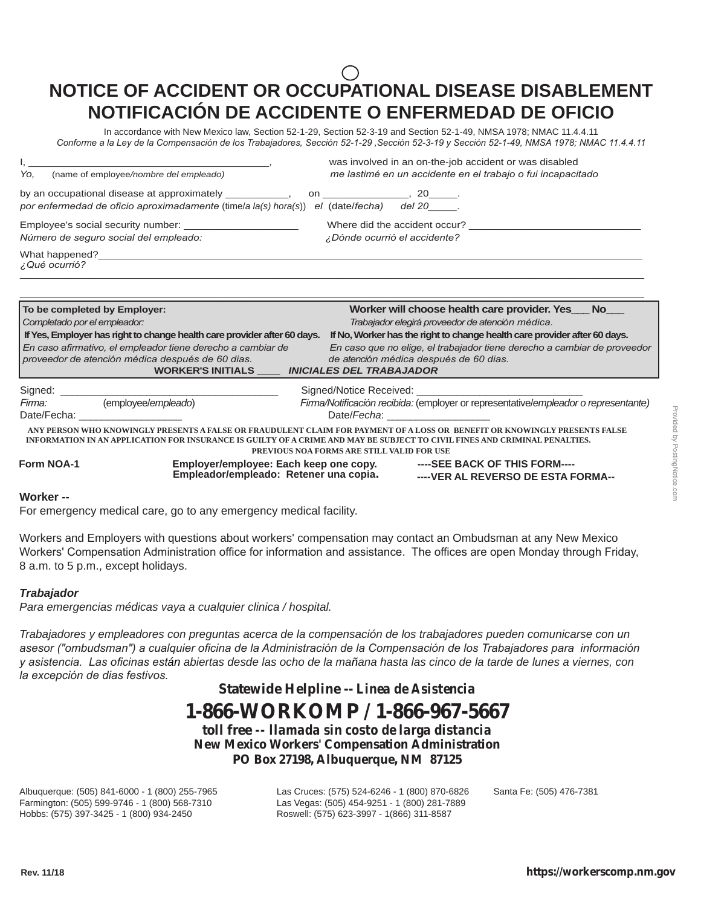# NOTICE OF ACCIDENT OR OCCUPATIONAL DISEASE DISABLEMENT
# NOTIFICACIÓN DE ACCIDENTE O ENFERMEDAD DE OFICIO

In accordance with New Mexico law, Section 52-1-29, Section 52-3-19 and Section 52-1-49, NMSA 1978; NMAC 11.4.4.11
*Conforme a la Ley de la Compensación de los Trabajadores, Sección 52-1-29 ,Sección 52-3-19 y Sección 52-1-49, NMSA 1978; NMAC 11.4.4.11*

I, ________________________________________, was involved in an on-the-job accident or was disabled
*Yo,* (name of employee/*nombre del empleado*) *me lastimé en un accidente en el trabajo o fui incapacitado*

by an occupational disease at approximately ___________, on _______________, 20_____.
*por enfermedad de oficio aproximadamente* (time/*a la(s) hora(s)*) *el* (date/*fecha*) *del 20*_____.

Employee's social security number: ____________________ Where did the accident occur? ______________________________
*Número de seguro social del empleado:* *¿Dónde ocurrió el accidente?*

What happened?________________________________________________________________________________________
*¿Qué ocurrió?*
________________________________________________________________________________________________________

________________________________________________________________________________________________________

**To be completed by Employer:** **Worker will choose health care provider. Yes___ No___**
*Completado por el empleador:* *Trabajador elegirá proveedor de atención médica.*

**If Yes, Employer has right to change health care provider after 60 days.** **If No, Worker has the right to change health care provider after 60 days.**
*En caso afirmativo, el empleador tiene derecho a cambiar de proveedor de atención médica después de 60 dias.* *En caso que no elige, el trabajador tiene derecho a cambiar de proveedor de atención médica después de 60 dias.*

**WORKER'S INITIALS ____ *INICIALES DEL TRABAJADOR***

Signed: ______________________________________ Signed/Notice Received: _____________________________
*Firma:* (employee/*empleado*) *Firma/Notificación recibida:* (employer or representative/*empleador o representante*)
Date/Fecha: __________________ Date/*Fecha*: __________________

ANY PERSON WHO KNOWINGLY PRESENTS A FALSE OR FRAUDULENT CLAIM FOR PAYMENT OF A LOSS OR BENEFIT OR KNOWINGLY PRESENTS FALSE INFORMATION IN AN APPLICATION FOR INSURANCE IS GUILTY OF A CRIME AND MAY BE SUBJECT TO CIVIL FINES AND CRIMINAL PENALTIES.
PREVIOUS NOA FORMS ARE STILL VALID FOR USE

**Form NOA-1** **Employer/employee: Each keep one copy. Empleador/empleado: Retener una copia.** **----SEE BACK OF THIS FORM---- ----VER AL REVERSO DE ESTA FORMA--**

Provided by PostingNotice.com

**Worker --**
For emergency medical care, go to any emergency medical facility.

Workers and Employers with questions about workers' compensation may contact an Ombudsman at any New Mexico Workers' Compensation Administration office for information and assistance. The offices are open Monday through Friday, 8 a.m. to 5 p.m., except holidays.

***Trabajador***
*Para emergencias médicas vaya a cualquier clinica / hospital.*

*Trabajadores y empleadores con preguntas acerca de la compensación de los trabajadores pueden comunicarse con un asesor ("ombudsman") a cualquier oficina de la Administración de la Compensación de los Trabajadores para información y asistencia. Las oficinas están abiertas desde las ocho de la mañana hasta las cinco de la tarde de lunes a viernes, con la excepción de dias festivos.*

**Statewide Helpline -- Linea de Asistencia**

**1-866-WORKOMP / 1-866-967-5667**

**toll free -- *llamada sin costo de larga distancia***
**New Mexico Workers' Compensation Administration**
**PO Box 27198, Albuquerque, NM 87125**

Albuquerque: (505) 841-6000 - 1 (800) 255-7965
Farmington: (505) 599-9746 - 1 (800) 568-7310
Hobbs: (575) 397-3425 - 1 (800) 934-2450
Las Cruces: (575) 524-6246 - 1 (800) 870-6826
Las Vegas: (505) 454-9251 - 1 (800) 281-7889
Roswell: (575) 623-3997 - 1(866) 311-8587
Santa Fe: (505) 476-7381

Rev. 11/18 **https://workerscomp.nm.gov**